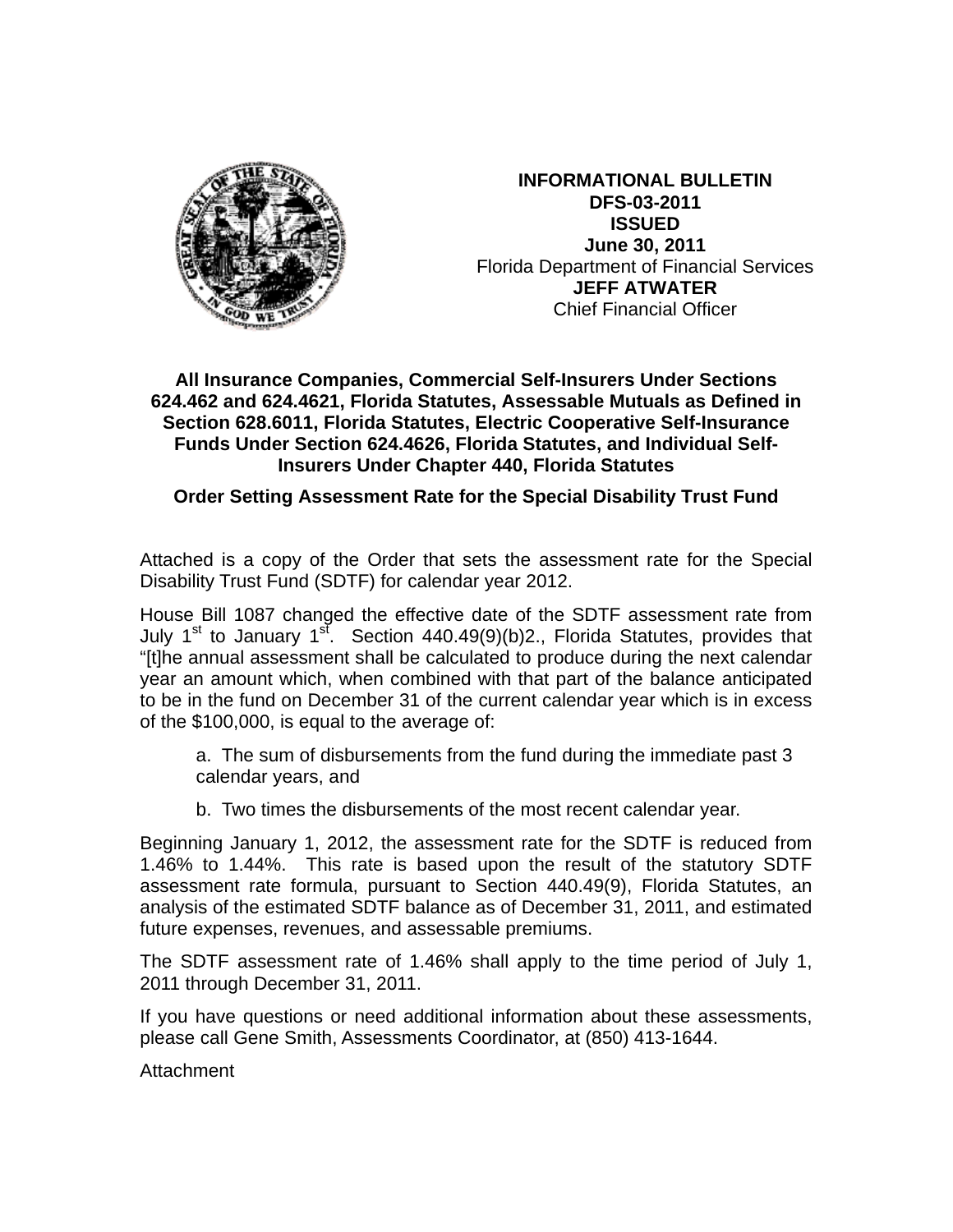**INFORMATIONAL BULLETIN**
**DFS-03-2011**
**ISSUED**
**June 30, 2011**
Florida Department of Financial Services
**JEFF ATWATER**
Chief Financial Officer

**All Insurance Companies, Commercial Self-Insurers Under Sections 624.462 and 624.4621, Florida Statutes, Assessable Mutuals as Defined in Section 628.6011, Florida Statutes, Electric Cooperative Self-Insurance Funds Under Section 624.4626, Florida Statutes, and Individual Self-Insurers Under Chapter 440, Florida Statutes**

**Order Setting Assessment Rate for the Special Disability Trust Fund**

Attached is a copy of the Order that sets the assessment rate for the Special Disability Trust Fund (SDTF) for calendar year 2012.

House Bill 1087 changed the effective date of the SDTF assessment rate from July 1st to January 1st. Section 440.49(9)(b)2., Florida Statutes, provides that "[t]he annual assessment shall be calculated to produce during the next calendar year an amount which, when combined with that part of the balance anticipated to be in the fund on December 31 of the current calendar year which is in excess of the $100,000, is equal to the average of:

a. The sum of disbursements from the fund during the immediate past 3 calendar years, and

b. Two times the disbursements of the most recent calendar year.

Beginning January 1, 2012, the assessment rate for the SDTF is reduced from 1.46% to 1.44%. This rate is based upon the result of the statutory SDTF assessment rate formula, pursuant to Section 440.49(9), Florida Statutes, an analysis of the estimated SDTF balance as of December 31, 2011, and estimated future expenses, revenues, and assessable premiums.

The SDTF assessment rate of 1.46% shall apply to the time period of July 1, 2011 through December 31, 2011.

If you have questions or need additional information about these assessments, please call Gene Smith, Assessments Coordinator, at (850) 413-1644.

Attachment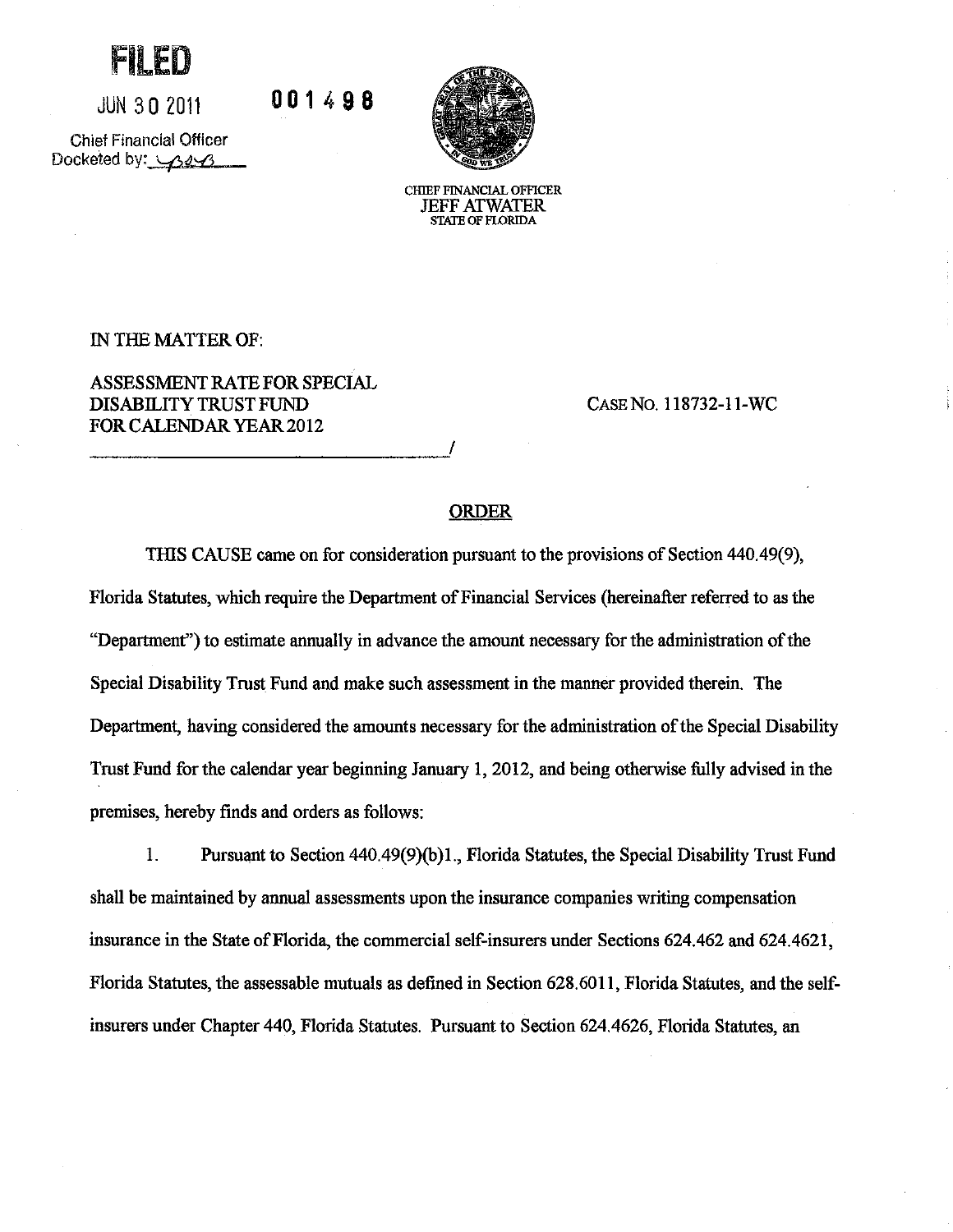**FILED**

JUN 30 2011

Chief Financial Officer
Docketed by: _____

001498

CHIEF FINANCIAL OFFICER
JEFF ATWATER
STATE OF FLORIDA

IN THE MATTER OF:

ASSESSMENT RATE FOR SPECIAL DISABILITY TRUST FUND FOR CALENDAR YEAR 2012

CASE NO. 118732-11-WC

## ORDER

THIS CAUSE came on for consideration pursuant to the provisions of Section 440.49(9), Florida Statutes, which require the Department of Financial Services (hereinafter referred to as the "Department") to estimate annually in advance the amount necessary for the administration of the Special Disability Trust Fund and make such assessment in the manner provided therein. The Department, having considered the amounts necessary for the administration of the Special Disability Trust Fund for the calendar year beginning January 1, 2012, and being otherwise fully advised in the premises, hereby finds and orders as follows:

1. Pursuant to Section 440.49(9)(b)1., Florida Statutes, the Special Disability Trust Fund shall be maintained by annual assessments upon the insurance companies writing compensation insurance in the State of Florida, the commercial self-insurers under Sections 624.462 and 624.4621, Florida Statutes, the assessable mutuals as defined in Section 628.6011, Florida Statutes, and the self-insurers under Chapter 440, Florida Statutes. Pursuant to Section 624.4626, Florida Statutes, an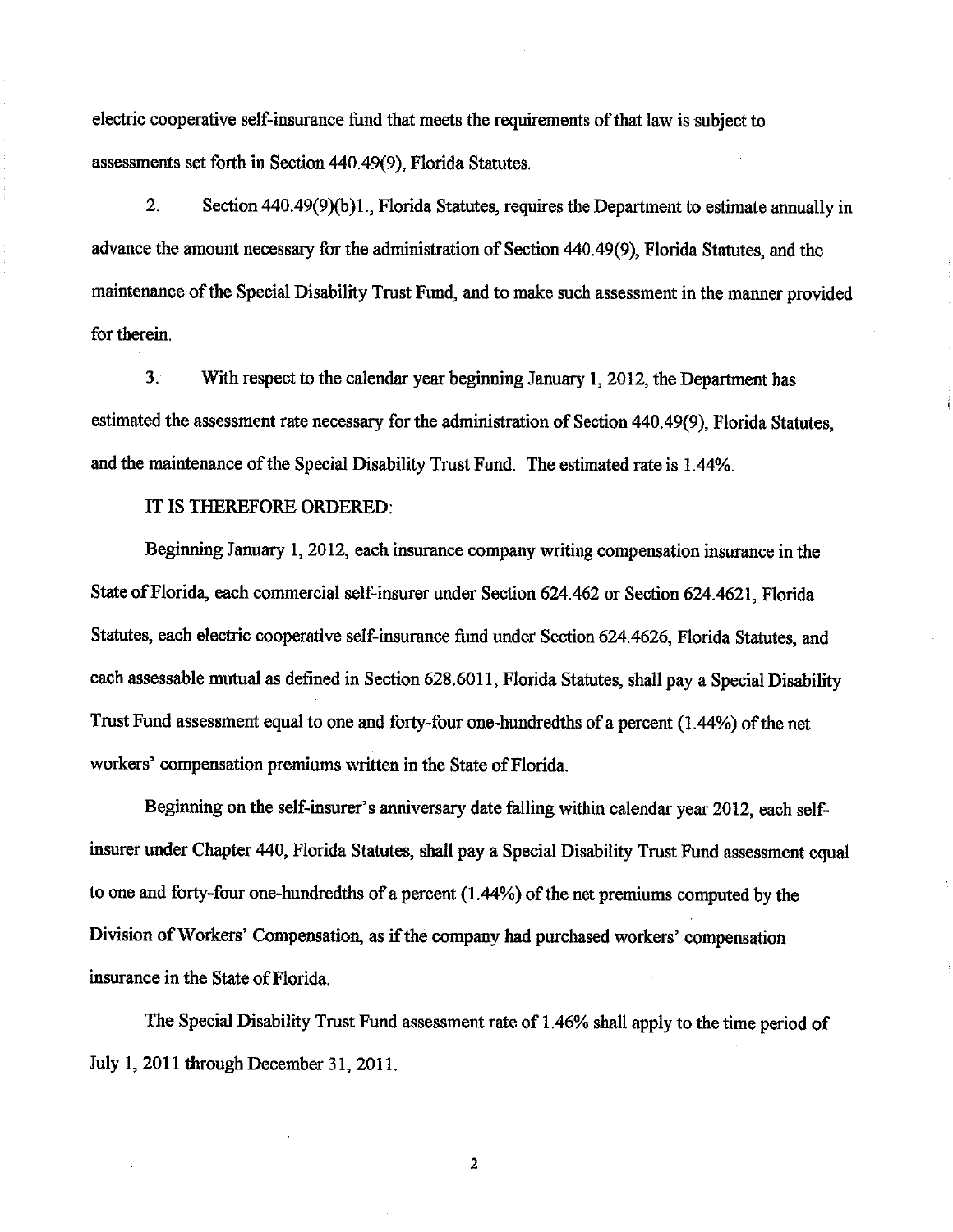electric cooperative self-insurance fund that meets the requirements of that law is subject to assessments set forth in Section 440.49(9), Florida Statutes.

2. Section 440.49(9)(b)1., Florida Statutes, requires the Department to estimate annually in advance the amount necessary for the administration of Section 440.49(9), Florida Statutes, and the maintenance of the Special Disability Trust Fund, and to make such assessment in the manner provided for therein.

3. With respect to the calendar year beginning January 1, 2012, the Department has estimated the assessment rate necessary for the administration of Section 440.49(9), Florida Statutes, and the maintenance of the Special Disability Trust Fund. The estimated rate is 1.44%.

IT IS THEREFORE ORDERED:

Beginning January 1, 2012, each insurance company writing compensation insurance in the State of Florida, each commercial self-insurer under Section 624.462 or Section 624.4621, Florida Statutes, each electric cooperative self-insurance fund under Section 624.4626, Florida Statutes, and each assessable mutual as defined in Section 628.6011, Florida Statutes, shall pay a Special Disability Trust Fund assessment equal to one and forty-four one-hundredths of a percent (1.44%) of the net workers' compensation premiums written in the State of Florida.

Beginning on the self-insurer's anniversary date falling within calendar year 2012, each self-insurer under Chapter 440, Florida Statutes, shall pay a Special Disability Trust Fund assessment equal to one and forty-four one-hundredths of a percent (1.44%) of the net premiums computed by the Division of Workers' Compensation, as if the company had purchased workers' compensation insurance in the State of Florida.

The Special Disability Trust Fund assessment rate of 1.46% shall apply to the time period of July 1, 2011 through December 31, 2011.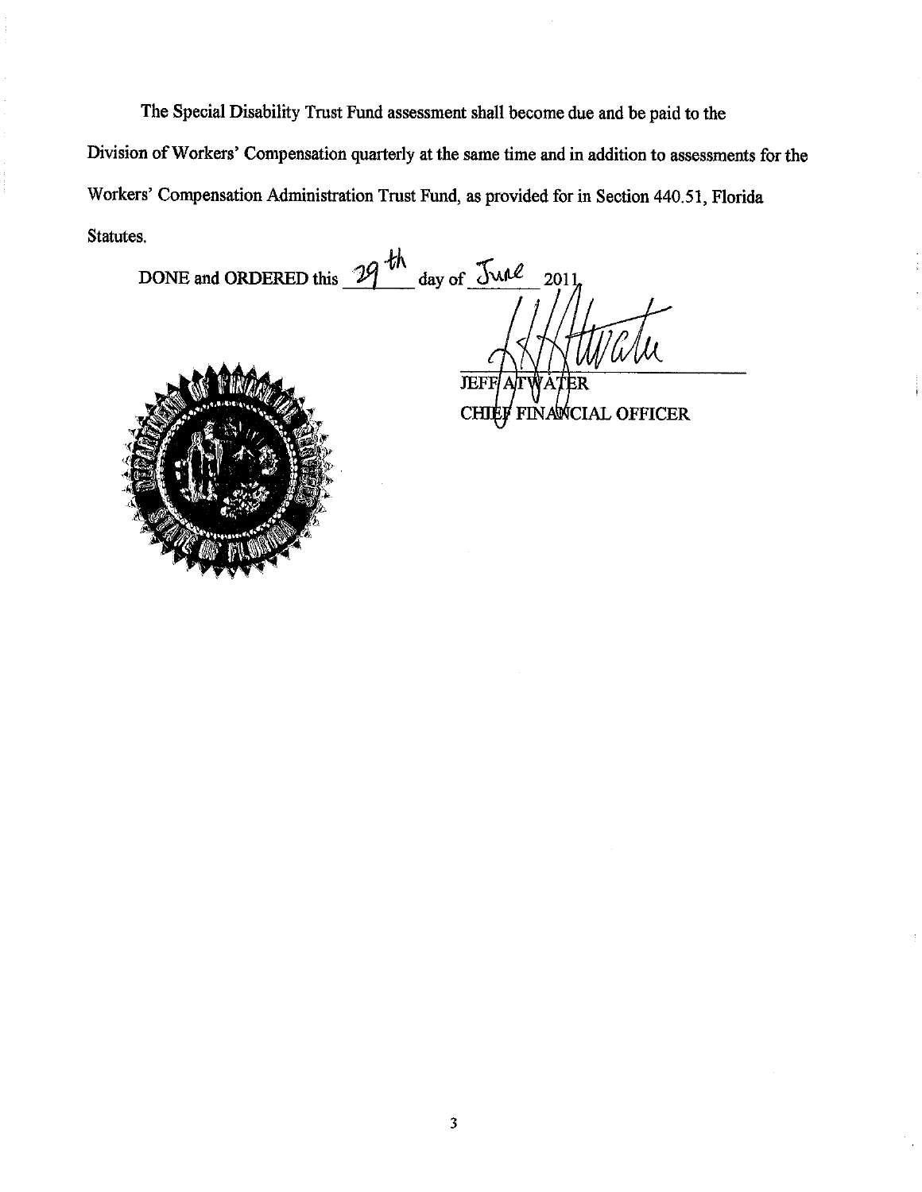The Special Disability Trust Fund assessment shall become due and be paid to the Division of Workers' Compensation quarterly at the same time and in addition to assessments for the Workers' Compensation Administration Trust Fund, as provided for in Section 440.51, Florida Statutes.

DONE and ORDERED this 29th day of June 2011.

JEFF ATWATER
CHIEF FINANCIAL OFFICER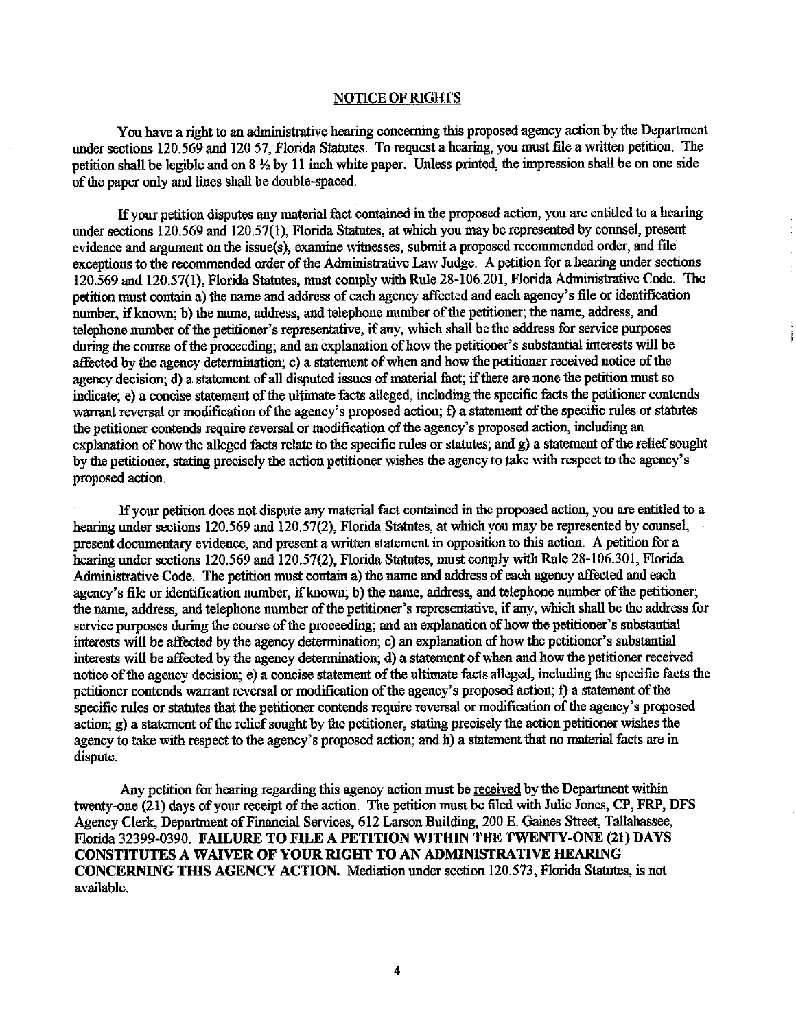## NOTICE OF RIGHTS

You have a right to an administrative hearing concerning this proposed agency action by the Department under sections 120.569 and 120.57, Florida Statutes. To request a hearing, you must file a written petition. The petition shall be legible and on 8 ½ by 11 inch white paper. Unless printed, the impression shall be on one side of the paper only and lines shall be double-spaced.

If your petition disputes any material fact contained in the proposed action, you are entitled to a hearing under sections 120.569 and 120.57(1), Florida Statutes, at which you may be represented by counsel, present evidence and argument on the issue(s), examine witnesses, submit a proposed recommended order, and file exceptions to the recommended order of the Administrative Law Judge. A petition for a hearing under sections 120.569 and 120.57(1), Florida Statutes, must comply with Rule 28-106.201, Florida Administrative Code. The petition must contain a) the name and address of each agency affected and each agency's file or identification number, if known; b) the name, address, and telephone number of the petitioner; the name, address, and telephone number of the petitioner's representative, if any, which shall be the address for service purposes during the course of the proceeding; and an explanation of how the petitioner's substantial interests will be affected by the agency determination; c) a statement of when and how the petitioner received notice of the agency decision; d) a statement of all disputed issues of material fact; if there are none the petition must so indicate; e) a concise statement of the ultimate facts alleged, including the specific facts the petitioner contends warrant reversal or modification of the agency's proposed action; f) a statement of the specific rules or statutes the petitioner contends require reversal or modification of the agency's proposed action, including an explanation of how the alleged facts relate to the specific rules or statutes; and g) a statement of the relief sought by the petitioner, stating precisely the action petitioner wishes the agency to take with respect to the agency's proposed action.

If your petition does not dispute any material fact contained in the proposed action, you are entitled to a hearing under sections 120.569 and 120.57(2), Florida Statutes, at which you may be represented by counsel, present documentary evidence, and present a written statement in opposition to this action. A petition for a hearing under sections 120.569 and 120.57(2), Florida Statutes, must comply with Rule 28-106.301, Florida Administrative Code. The petition must contain a) the name and address of each agency affected and each agency's file or identification number, if known; b) the name, address, and telephone number of the petitioner; the name, address, and telephone number of the petitioner's representative, if any, which shall be the address for service purposes during the course of the proceeding; and an explanation of how the petitioner's substantial interests will be affected by the agency determination; c) an explanation of how the petitioner's substantial interests will be affected by the agency determination; d) a statement of when and how the petitioner received notice of the agency decision; e) a concise statement of the ultimate facts alleged, including the specific facts the petitioner contends warrant reversal or modification of the agency's proposed action; f) a statement of the specific rules or statutes that the petitioner contends require reversal or modification of the agency's proposed action; g) a statement of the relief sought by the petitioner, stating precisely the action petitioner wishes the agency to take with respect to the agency's proposed action; and h) a statement that no material facts are in dispute.

Any petition for hearing regarding this agency action must be received by the Department within twenty-one (21) days of your receipt of the action. The petition must be filed with Julie Jones, CP, FRP, DFS Agency Clerk, Department of Financial Services, 612 Larson Building, 200 E. Gaines Street, Tallahassee, Florida 32399-0390. **FAILURE TO FILE A PETITION WITHIN THE TWENTY-ONE (21) DAYS CONSTITUTES A WAIVER OF YOUR RIGHT TO AN ADMINISTRATIVE HEARING CONCERNING THIS AGENCY ACTION.** Mediation under section 120.573, Florida Statutes, is not available.